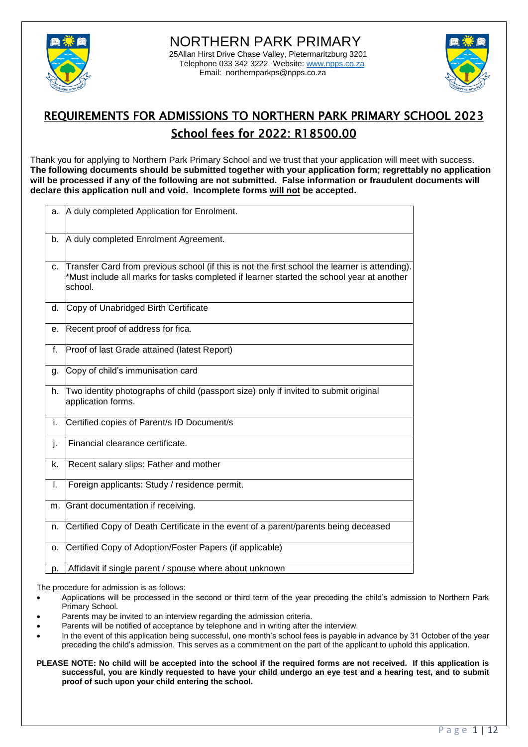# NORTHERN PARK PRIMARY

25Allan Hirst Drive Chase Valley, Pietermaritzburg 3201
Telephone 033 342 3222 Website: www.npps.co.za
Email: northernparkps@npps.co.za

## REQUIREMENTS FOR ADMISSIONS TO NORTHERN PARK PRIMARY SCHOOL 2023

## School fees for 2022: R18500.00

Thank you for applying to Northern Park Primary School and we trust that your application will meet with success. **The following documents should be submitted together with your application form; regretfully no application will be processed if any of the following are not submitted. False information or fraudulent documents will declare this application null and void. Incomplete forms will not be accepted.**

| | |
|---|---|
| a. | A duly completed Application for Enrolment. |
| b. | A duly completed Enrolment Agreement. |
| c. | Transfer Card from previous school (if this is not the first school the learner is attending). *Must include all marks for tasks completed if learner started the school year at another school. |
| d. | Copy of Unabridged Birth Certificate |
| e. | Recent proof of address for fica. |
| f. | Proof of last Grade attained (latest Report) |
| g. | Copy of child's immunisation card |
| h. | Two identity photographs of child (passport size) only if invited to submit original application forms. |
| i. | Certified copies of Parent/s ID Document/s |
| j. | Financial clearance certificate. |
| k. | Recent salary slips: Father and mother |
| l. | Foreign applicants: Study / residence permit. |
| m. | Grant documentation if receiving. |
| n. | Certified Copy of Death Certificate in the event of a parent/parents being deceased |
| o. | Certified Copy of Adoption/Foster Papers (if applicable) |
| p. | Affidavit if single parent / spouse where about unknown |

The procedure for admission is as follows:

- Applications will be processed in the second or third term of the year preceding the child's admission to Northern Park Primary School.
- Parents may be invited to an interview regarding the admission criteria.
- Parents will be notified of acceptance by telephone and in writing after the interview.
- In the event of this application being successful, one month's school fees is payable in advance by 31 October of the year preceding the child's admission. This serves as a commitment on the part of the applicant to uphold this application.

**PLEASE NOTE: No child will be accepted into the school if the required forms are not received. If this application is successful, you are kindly requested to have your child undergo an eye test and a hearing test, and to submit proof of such upon your child entering the school.**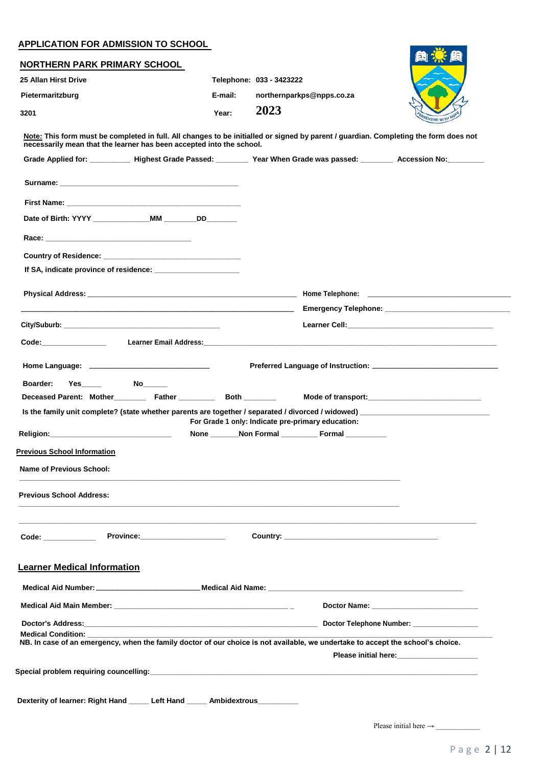## APPLICATION FOR ADMISSION TO SCHOOL

## NORTHERN PARK PRIMARY SCHOOL

**25 Allan Hirst Drive** **Telephone: 033 - 3423222**

**Pietermaritzburg** **E-mail: northernparkps@npps.co.za**

**3201** **Year: 2023**

**Note: This form must be completed in full. All changes to be initialled or signed by parent / guardian. Completing the form does not necessarily mean that the learner has been accepted into the school.**

**Grade Applied for:** __________ **Highest Grade Passed:** ________ **Year When Grade was passed:** ________ **Accession No:**_________

**Surname:** ______________________________________________

**First Name:** ____________________________________________

**Date of Birth: YYYY** ______________**MM** ________**DD**________

**Race:** ____________________________________

**Country of Residence:** ________________________________

**If SA, indicate province of residence:** ____________________

**Physical Address:** ________________________________________________________ **Home Telephone:** ____________________________________

_____________________________________________________________________ **Emergency Telephone:** ________________________________

**City/Suburb:** ________________________________________ **Learner Cell:**______________________________________

**Code:**________________ **Learner Email Address:**_____________________________________________________________

**Home Language:** ______________________________ **Preferred Language of Instruction:** ______________________________

**Boarder: Yes**_____ **No**______

**Deceased Parent: Mother**________ **Father** _________ **Both** ________ **Mode of transport:**___________________________

**Is the family unit complete? (state whether parents are together / separated / divorced / widowed)** ________________________________

**For Grade 1 only: Indicate pre-primary education:**

**Religion:**______________________________ **None** _______**Non Formal** _________ **Formal** __________

**Previous School Information**

**Name of Previous School:**

_____________________________________________________________________________________________

**Previous School Address:**

_____________________________________________________________________________________________

_____________________________________________________________________________________________

**Code:** _____________ **Province:**_____________________ **Country:** ______________________________________

## Learner Medical Information

**Medical Aid Number:** _________________________**Medical Aid Name:** _______________________________________________

**Medical Aid Main Member:** ___________________________________________ _ **Doctor Name:** __________________________

**Doctor's Address:**____________________________________________________________ **Doctor Telephone Number:** ________________

**Medical Condition:** ____________________________________________________________________________________________

**NB. In case of an emergency, when the family doctor of our choice is not available, we undertake to accept the school's choice.**

**Please initial here:**____________________

**Special problem requiring councelling:**__________________________________________________________________________

**Dexterity of learner: Right Hand** _____ **Left Hand** _____ **Ambidextrous**__________

Please initial here → ____________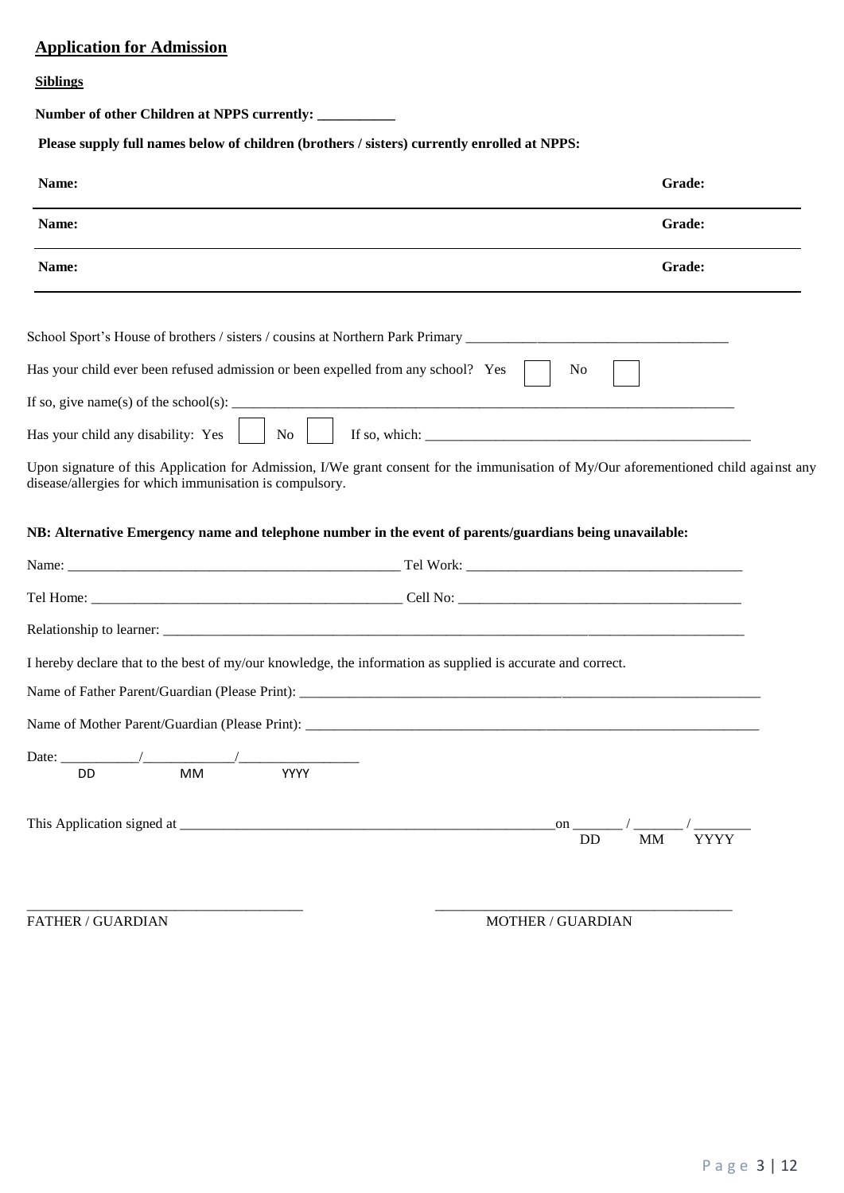## Application for Admission

**Siblings**

**Number of other Children at NPPS currently: \_\_\_\_\_\_\_\_\_\_\_**

**Please supply full names below of children (brothers / sisters) currently enrolled at NPPS:**

| Name: | Grade: |
|---|---|
| **Name:** | **Grade:** |
| **Name:** | **Grade:** |

School Sport's House of brothers / sisters / cousins at Northern Park Primary \_\_\_\_\_\_\_\_\_\_\_\_\_\_\_\_\_\_\_\_\_\_\_\_\_\_\_\_\_\_\_\_\_\_\_\_

Has your child ever been refused admission or been expelled from any school? Yes ☐ No ☐

If so, give name(s) of the school(s): \_\_\_\_\_\_\_\_\_\_\_\_\_\_\_\_\_\_\_\_\_\_\_\_\_\_\_\_\_\_\_\_\_\_\_\_\_\_\_\_\_\_\_\_\_\_\_\_\_\_\_\_\_\_\_\_\_\_\_\_\_\_\_\_\_\_\_\_\_\_

Has your child any disability: Yes ☐ No ☐ If so, which: \_\_\_\_\_\_\_\_\_\_\_\_\_\_\_\_\_\_\_\_\_\_\_\_\_\_\_\_\_\_\_\_\_\_\_\_\_\_\_\_\_\_\_\_\_\_

Upon signature of this Application for Admission, I/We grant consent for the immunisation of My/Our aforementioned child against any disease/allergies for which immunisation is compulsory.

**NB: Alternative Emergency name and telephone number in the event of parents/guardians being unavailable:**

Name: \_\_\_\_\_\_\_\_\_\_\_\_\_\_\_\_\_\_\_\_\_\_\_\_\_\_\_\_\_\_\_\_\_\_\_\_\_\_\_\_\_\_\_\_\_\_\_\_ Tel Work: \_\_\_\_\_\_\_\_\_\_\_\_\_\_\_\_\_\_\_\_\_\_\_\_\_\_\_\_\_\_\_\_\_\_\_\_\_\_\_\_

Tel Home: \_\_\_\_\_\_\_\_\_\_\_\_\_\_\_\_\_\_\_\_\_\_\_\_\_\_\_\_\_\_\_\_\_\_\_\_\_\_\_\_\_\_\_\_\_ Cell No: \_\_\_\_\_\_\_\_\_\_\_\_\_\_\_\_\_\_\_\_\_\_\_\_\_\_\_\_\_\_\_\_\_\_\_\_\_\_\_\_\_

Relationship to learner: \_\_\_\_\_\_\_\_\_\_\_\_\_\_\_\_\_\_\_\_\_\_\_\_\_\_\_\_\_\_\_\_\_\_\_\_\_\_\_\_\_\_\_\_\_\_\_\_\_\_\_\_\_\_\_\_\_\_\_\_\_\_\_\_\_\_\_\_\_\_\_\_\_\_\_\_\_\_\_\_\_\_\_\_\_\_\_

I hereby declare that to the best of my/our knowledge, the information as supplied is accurate and correct.

Name of Father Parent/Guardian (Please Print): \_\_\_\_\_\_\_\_\_\_\_\_\_\_\_\_\_\_\_\_\_\_\_\_\_\_\_\_\_\_\_\_\_\_\_\_\_\_\_\_\_\_\_\_\_\_\_\_\_\_\_\_\_\_\_\_\_\_\_\_\_\_\_\_\_

Name of Mother Parent/Guardian (Please Print): \_\_\_\_\_\_\_\_\_\_\_\_\_\_\_\_\_\_\_\_\_\_\_\_\_\_\_\_\_\_\_\_\_\_\_\_\_\_\_\_\_\_\_\_\_\_\_\_\_\_\_\_\_\_\_\_\_\_\_\_\_\_\_\_

Date: \_\_\_\_\_\_\_\_\_\_\_/\_\_\_\_\_\_\_\_\_\_\_\_\_/\_\_\_\_\_\_\_\_\_\_\_\_\_\_\_\_\_
DD MM YYYY

This Application signed at \_\_\_\_\_\_\_\_\_\_\_\_\_\_\_\_\_\_\_\_\_\_\_\_\_\_\_\_\_\_\_\_\_\_\_\_\_\_\_\_\_\_\_\_\_\_\_\_\_\_\_\_\_\_\_\_on \_\_\_\_\_\_\_ / \_\_\_\_\_\_\_ / \_\_\_\_\_\_\_\_
DD MM YYYY

\_\_\_\_\_\_\_\_\_\_\_\_\_\_\_\_\_\_\_\_\_\_\_\_\_\_\_\_\_\_\_\_\_\_\_\_\_\_\_ \_\_\_\_\_\_\_\_\_\_\_\_\_\_\_\_\_\_\_\_\_\_\_\_\_\_\_\_\_\_\_\_\_\_\_\_\_\_\_\_\_
FATHER / GUARDIAN MOTHER / GUARDIAN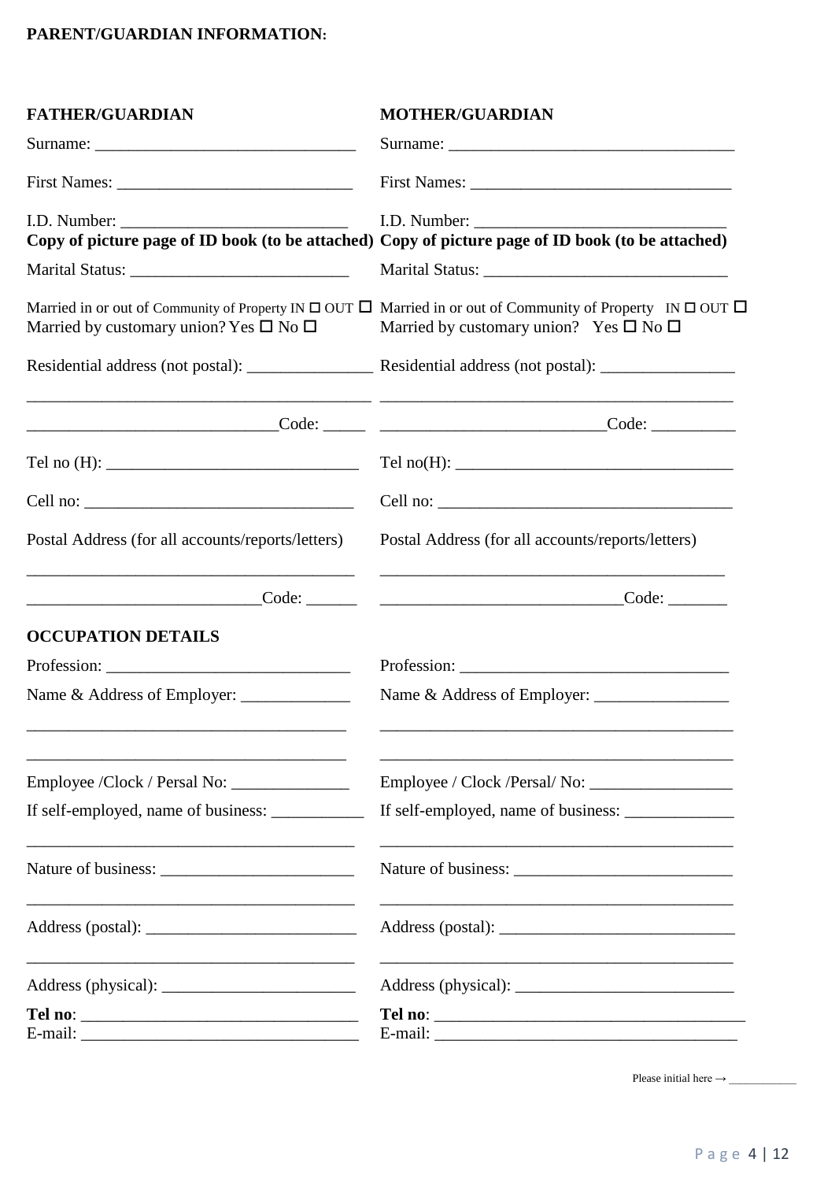**PARENT/GUARDIAN INFORMATION:**

| **FATHER/GUARDIAN** | **MOTHER/GUARDIAN** |
|---|---|
| Surname: ______________________________ | Surname: ________________________________ |
| First Names: ___________________________ | First Names: ______________________________ |
| I.D. Number: __________________________ | I.D. Number: ____________________________ |
| **Copy of picture page of ID book (to be attached)** | **Copy of picture page of ID book (to be attached)** |
| Marital Status: _________________________ | Marital Status: ____________________________ |
| Married in or out of Community of Property IN ☐ OUT ☐ | Married in or out of Community of Property IN ☐ OUT ☐ |
| Married by customary union? Yes ☐ No ☐ | Married by customary union? Yes ☐ No ☐ |
| Residential address (not postal): _______________ | Residential address (not postal): ________________ |
| __________________________________________ | __________________________________________ |
| _____________________________Code: _____ | __________________________Code: __________ |
| Tel no (H): _____________________________ | Tel no(H): ________________________________ |
| Cell no: ________________________________ | Cell no: ___________________________________ |
| Postal Address (for all accounts/reports/letters) | Postal Address (for all accounts/reports/letters) |
| __________________________________________ | __________________________________________ |
| ___________________________Code: ______ | ____________________________Code: _______ |

**OCCUPATION DETAILS**

| | |
|---|---|
| Profession: _____________________________ | Profession: _______________________________ |
| Name & Address of Employer: _____________ | Name & Address of Employer: ________________ |
| ______________________________________ | __________________________________________ |
| ______________________________________ | __________________________________________ |
| Employee /Clock / Persal No: ______________ | Employee / Clock /Persal/ No: _________________ |
| If self-employed, name of business: ___________ | If self-employed, name of business: _____________ |
| ______________________________________ | __________________________________________ |
| Nature of business: _______________________ | Nature of business: _________________________ |
| ______________________________________ | __________________________________________ |
| Address (postal): ________________________ | Address (postal): ___________________________ |
| ______________________________________ | __________________________________________ |
| Address (physical): _______________________ | Address (physical): _________________________ |
| **Tel no**: ________________________________ | **Tel no**: ____________________________________ |
| E-mail: ________________________________ | E-mail: ____________________________________ |

Please initial here → ___________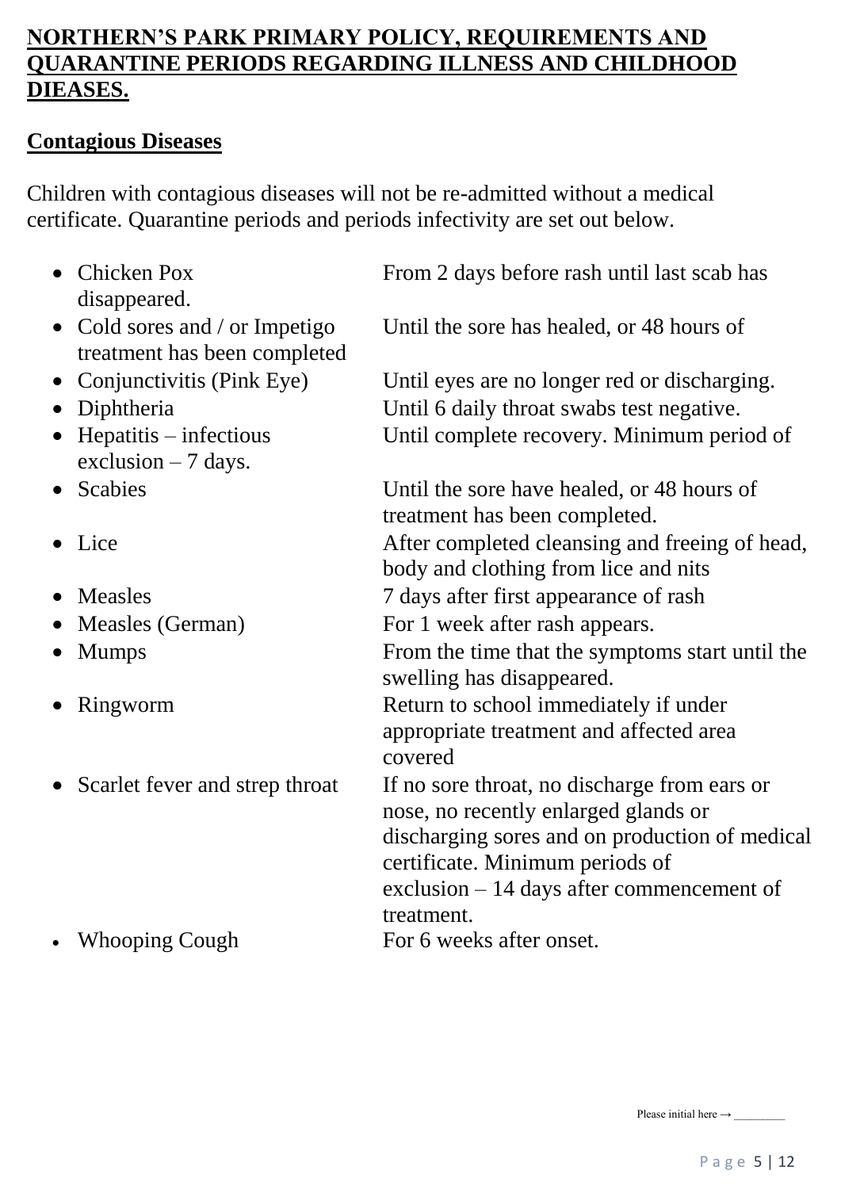## NORTHERN'S PARK PRIMARY POLICY, REQUIREMENTS AND QUARANTINE PERIODS REGARDING ILLNESS AND CHILDHOOD DIEASES.

### Contagious Diseases

Children with contagious diseases will not be re-admitted without a medical certificate. Quarantine periods and periods infectivity are set out below.

- Chicken Pox — From 2 days before rash until last scab has disappeared.
- Cold sores and / or Impetigo — Until the sore has healed, or 48 hours of treatment has been completed
- Conjunctivitis (Pink Eye) — Until eyes are no longer red or discharging.
- Diphtheria — Until 6 daily throat swabs test negative.
- Hepatitis – infectious — Until complete recovery. Minimum period of exclusion – 7 days.
- Scabies — Until the sore have healed, or 48 hours of treatment has been completed.
- Lice — After completed cleansing and freeing of head, body and clothing from lice and nits
- Measles — 7 days after first appearance of rash
- Measles (German) — For 1 week after rash appears.
- Mumps — From the time that the symptoms start until the swelling has disappeared.
- Ringworm — Return to school immediately if under appropriate treatment and affected area covered
- Scarlet fever and strep throat — If no sore throat, no discharge from ears or nose, no recently enlarged glands or discharging sores and on production of medical certificate. Minimum periods of exclusion – 14 days after commencement of treatment.
- Whooping Cough — For 6 weeks after onset.

Please initial here → ________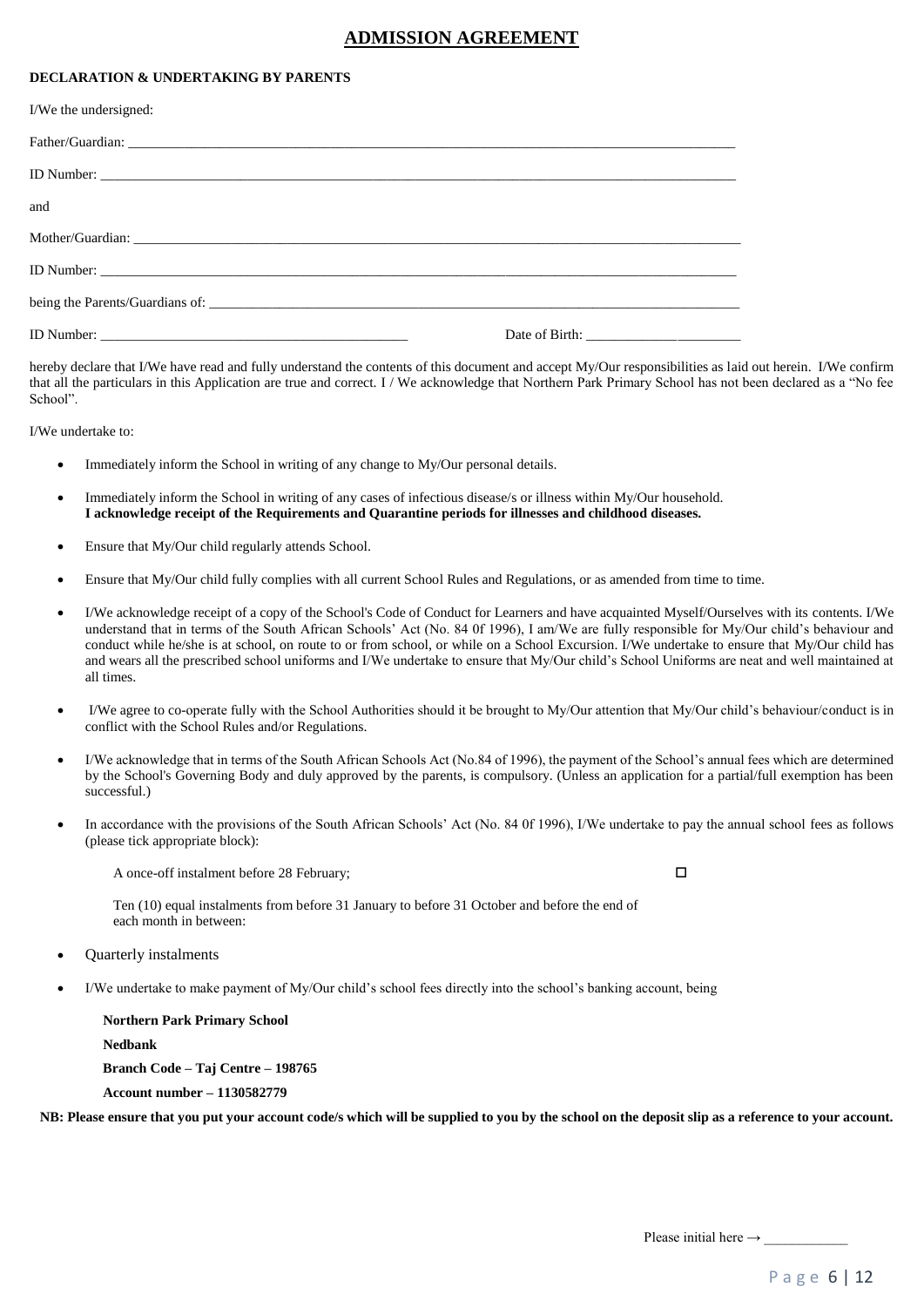# ADMISSION AGREEMENT

**DECLARATION & UNDERTAKING BY PARENTS**

I/We the undersigned:

Father/Guardian: ______________________________________________________________________________

ID Number: ___________________________________________________________________________________

and

Mother/Guardian: _____________________________________________________________________________

ID Number: ___________________________________________________________________________________

being the Parents/Guardians of: ________________________________________________________________

ID Number: ________________________________________ Date of Birth: _____________________

hereby declare that I/We have read and fully understand the contents of this document and accept My/Our responsibilities as laid out herein. I/We confirm that all the particulars in this Application are true and correct. I / We acknowledge that Northern Park Primary School has not been declared as a "No fee School".

I/We undertake to:

- Immediately inform the School in writing of any change to My/Our personal details.
- Immediately inform the School in writing of any cases of infectious disease/s or illness within My/Our household. **I acknowledge receipt of the Requirements and Quarantine periods for illnesses and childhood diseases.**
- Ensure that My/Our child regularly attends School.
- Ensure that My/Our child fully complies with all current School Rules and Regulations, or as amended from time to time.
- I/We acknowledge receipt of a copy of the School's Code of Conduct for Learners and have acquainted Myself/Ourselves with its contents. I/We understand that in terms of the South African Schools' Act (No. 84 0f 1996), I am/We are fully responsible for My/Our child's behaviour and conduct while he/she is at school, on route to or from school, or while on a School Excursion. I/We undertake to ensure that My/Our child has and wears all the prescribed school uniforms and I/We undertake to ensure that My/Our child's School Uniforms are neat and well maintained at all times.
- I/We agree to co-operate fully with the School Authorities should it be brought to My/Our attention that My/Our child's behaviour/conduct is in conflict with the School Rules and/or Regulations.
- I/We acknowledge that in terms of the South African Schools Act (No.84 of 1996), the payment of the School's annual fees which are determined by the School's Governing Body and duly approved by the parents, is compulsory. (Unless an application for a partial/full exemption has been successful.)
- In accordance with the provisions of the South African Schools' Act (No. 84 0f 1996), I/We undertake to pay the annual school fees as follows (please tick appropriate block):

  A once-off instalment before 28 February; ☐

  Ten (10) equal instalments from before 31 January to before 31 October and before the end of each month in between:

- Quarterly instalments
- I/We undertake to make payment of My/Our child's school fees directly into the school's banking account, being

  **Northern Park Primary School**

  **Nedbank**

  **Branch Code – Taj Centre – 198765**

  **Account number – 1130582779**

**NB: Please ensure that you put your account code/s which will be supplied to you by the school on the deposit slip as a reference to your account.**

Please initial here → ____________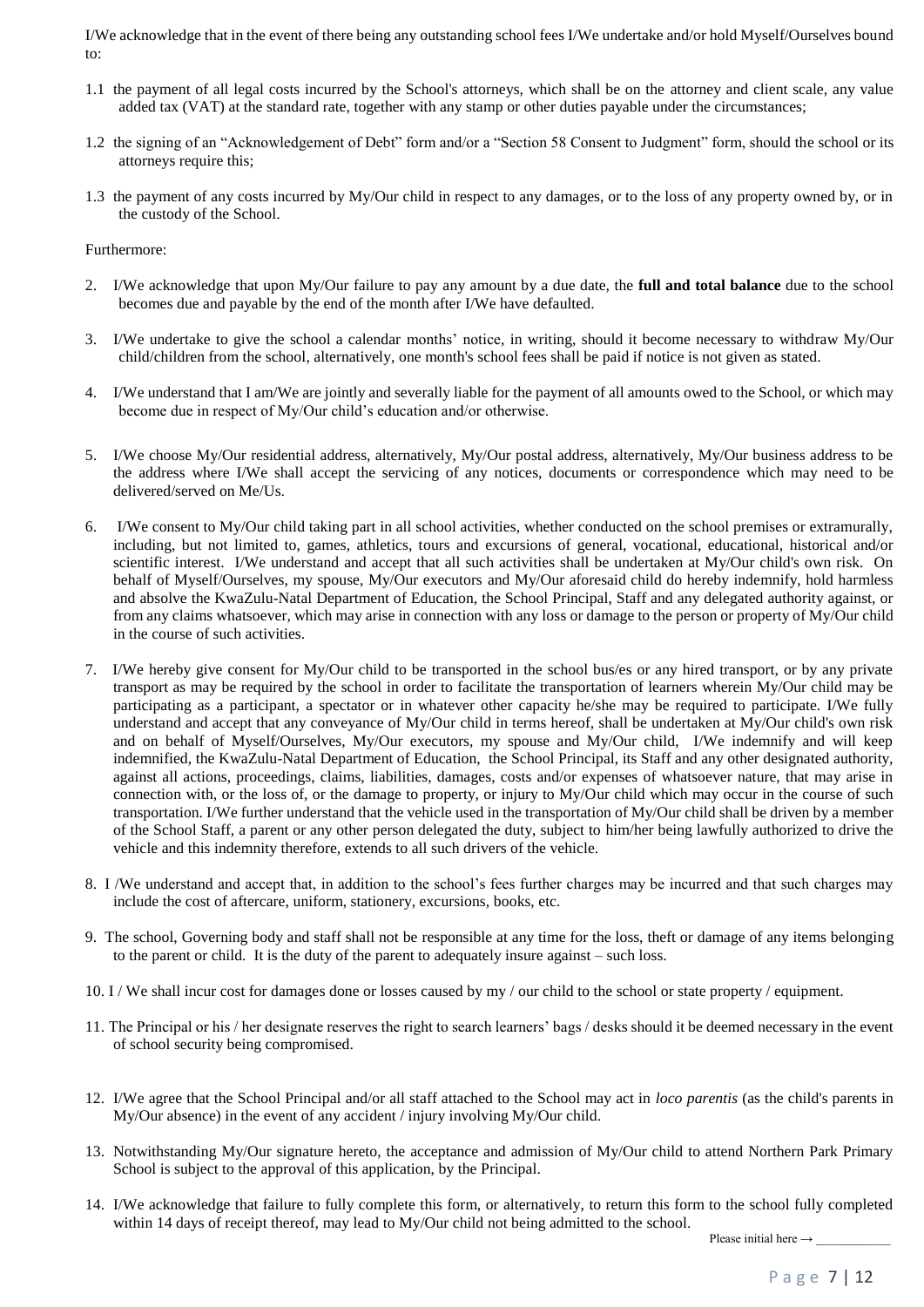I/We acknowledge that in the event of there being any outstanding school fees I/We undertake and/or hold Myself/Ourselves bound to:

1.1 the payment of all legal costs incurred by the School's attorneys, which shall be on the attorney and client scale, any value added tax (VAT) at the standard rate, together with any stamp or other duties payable under the circumstances;

1.2 the signing of an "Acknowledgement of Debt" form and/or a "Section 58 Consent to Judgment" form, should the school or its attorneys require this;

1.3 the payment of any costs incurred by My/Our child in respect to any damages, or to the loss of any property owned by, or in the custody of the School.

Furthermore:

2. I/We acknowledge that upon My/Our failure to pay any amount by a due date, the **full and total balance** due to the school becomes due and payable by the end of the month after I/We have defaulted.

3. I/We undertake to give the school a calendar months' notice, in writing, should it become necessary to withdraw My/Our child/children from the school, alternatively, one month's school fees shall be paid if notice is not given as stated.

4. I/We understand that I am/We are jointly and severally liable for the payment of all amounts owed to the School, or which may become due in respect of My/Our child's education and/or otherwise.

5. I/We choose My/Our residential address, alternatively, My/Our postal address, alternatively, My/Our business address to be the address where I/We shall accept the servicing of any notices, documents or correspondence which may need to be delivered/served on Me/Us.

6. I/We consent to My/Our child taking part in all school activities, whether conducted on the school premises or extramurally, including, but not limited to, games, athletics, tours and excursions of general, vocational, educational, historical and/or scientific interest. I/We understand and accept that all such activities shall be undertaken at My/Our child's own risk. On behalf of Myself/Ourselves, my spouse, My/Our executors and My/Our aforesaid child do hereby indemnify, hold harmless and absolve the KwaZulu-Natal Department of Education, the School Principal, Staff and any delegated authority against, or from any claims whatsoever, which may arise in connection with any loss or damage to the person or property of My/Our child in the course of such activities.

7. I/We hereby give consent for My/Our child to be transported in the school bus/es or any hired transport, or by any private transport as may be required by the school in order to facilitate the transportation of learners wherein My/Our child may be participating as a participant, a spectator or in whatever other capacity he/she may be required to participate. I/We fully understand and accept that any conveyance of My/Our child in terms hereof, shall be undertaken at My/Our child's own risk and on behalf of Myself/Ourselves, My/Our executors, my spouse and My/Our child, I/We indemnify and will keep indemnified, the KwaZulu-Natal Department of Education, the School Principal, its Staff and any other designated authority, against all actions, proceedings, claims, liabilities, damages, costs and/or expenses of whatsoever nature, that may arise in connection with, or the loss of, or the damage to property, or injury to My/Our child which may occur in the course of such transportation. I/We further understand that the vehicle used in the transportation of My/Our child shall be driven by a member of the School Staff, a parent or any other person delegated the duty, subject to him/her being lawfully authorized to drive the vehicle and this indemnity therefore, extends to all such drivers of the vehicle.

8. I /We understand and accept that, in addition to the school's fees further charges may be incurred and that such charges may include the cost of aftercare, uniform, stationery, excursions, books, etc.

9. The school, Governing body and staff shall not be responsible at any time for the loss, theft or damage of any items belonging to the parent or child. It is the duty of the parent to adequately insure against – such loss.

10. I / We shall incur cost for damages done or losses caused by my / our child to the school or state property / equipment.

11. The Principal or his / her designate reserves the right to search learners' bags / desks should it be deemed necessary in the event of school security being compromised.

12. I/We agree that the School Principal and/or all staff attached to the School may act in *loco parentis* (as the child's parents in My/Our absence) in the event of any accident / injury involving My/Our child.

13. Notwithstanding My/Our signature hereto, the acceptance and admission of My/Our child to attend Northern Park Primary School is subject to the approval of this application, by the Principal.

14. I/We acknowledge that failure to fully complete this form, or alternatively, to return this form to the school fully completed within 14 days of receipt thereof, may lead to My/Our child not being admitted to the school.

Please initial here → ____________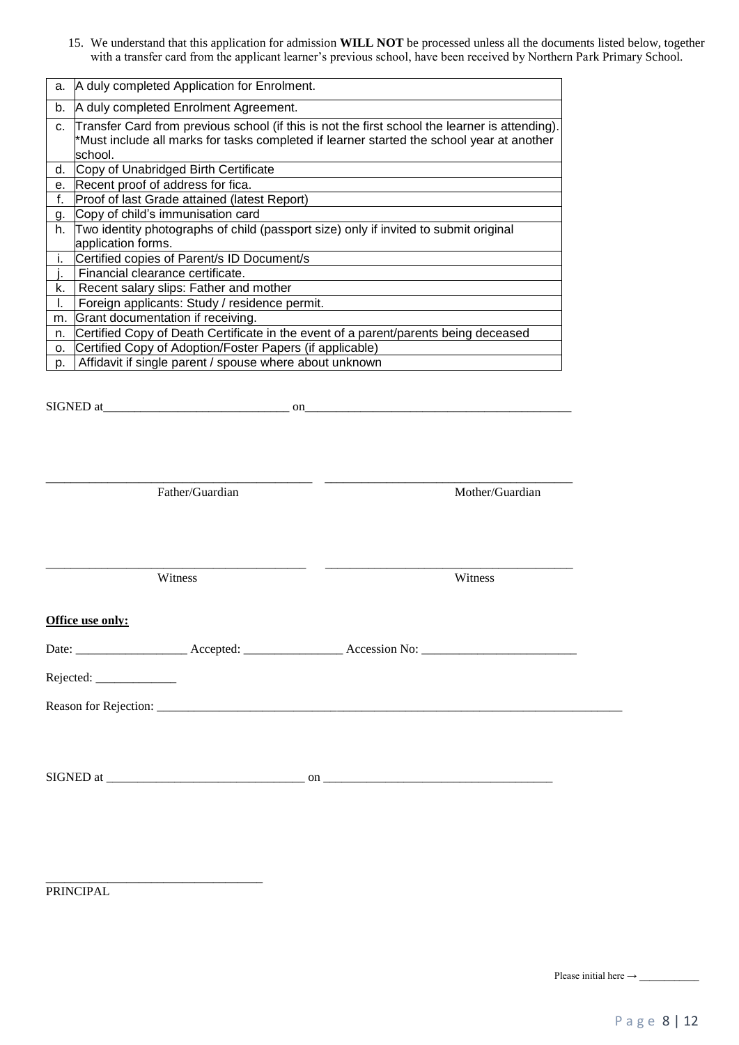15. We understand that this application for admission **WILL NOT** be processed unless all the documents listed below, together with a transfer card from the applicant learner's previous school, have been received by Northern Park Primary School.

| | |
|---|---|
| a. | A duly completed Application for Enrolment. |
| b. | A duly completed Enrolment Agreement. |
| c. | Transfer Card from previous school (if this is not the first school the learner is attending). *Must include all marks for tasks completed if learner started the school year at another school. |
| d. | Copy of Unabridged Birth Certificate |
| e. | Recent proof of address for fica. |
| f. | Proof of last Grade attained (latest Report) |
| g. | Copy of child's immunisation card |
| h. | Two identity photographs of child (passport size) only if invited to submit original application forms. |
| i. | Certified copies of Parent/s ID Document/s |
| j. | Financial clearance certificate. |
| k. | Recent salary slips: Father and mother |
| l. | Foreign applicants: Study / residence permit. |
| m. | Grant documentation if receiving. |
| n. | Certified Copy of Death Certificate in the event of a parent/parents being deceased |
| o. | Certified Copy of Adoption/Foster Papers (if applicable) |
| p. | Affidavit if single parent / spouse where about unknown |

SIGNED at______________________________ on____________________________________________

_________________________________________ &nbsp;&nbsp; _________________________________________

Father/Guardian &nbsp;&nbsp;&nbsp;&nbsp;&nbsp;&nbsp;&nbsp;&nbsp;&nbsp;&nbsp; Mother/Guardian

_________________________________________ &nbsp;&nbsp; _________________________________________

Witness &nbsp;&nbsp;&nbsp;&nbsp;&nbsp;&nbsp;&nbsp;&nbsp;&nbsp;&nbsp; Witness

**Office use only:**

Date: __________________ Accepted: ________________ Accession No: _________________________

Rejected: _____________

Reason for Rejection: _______________________________________________________________________________

SIGNED at ________________________________ on _____________________________________

___________________________________

PRINCIPAL

Please initial here → ____________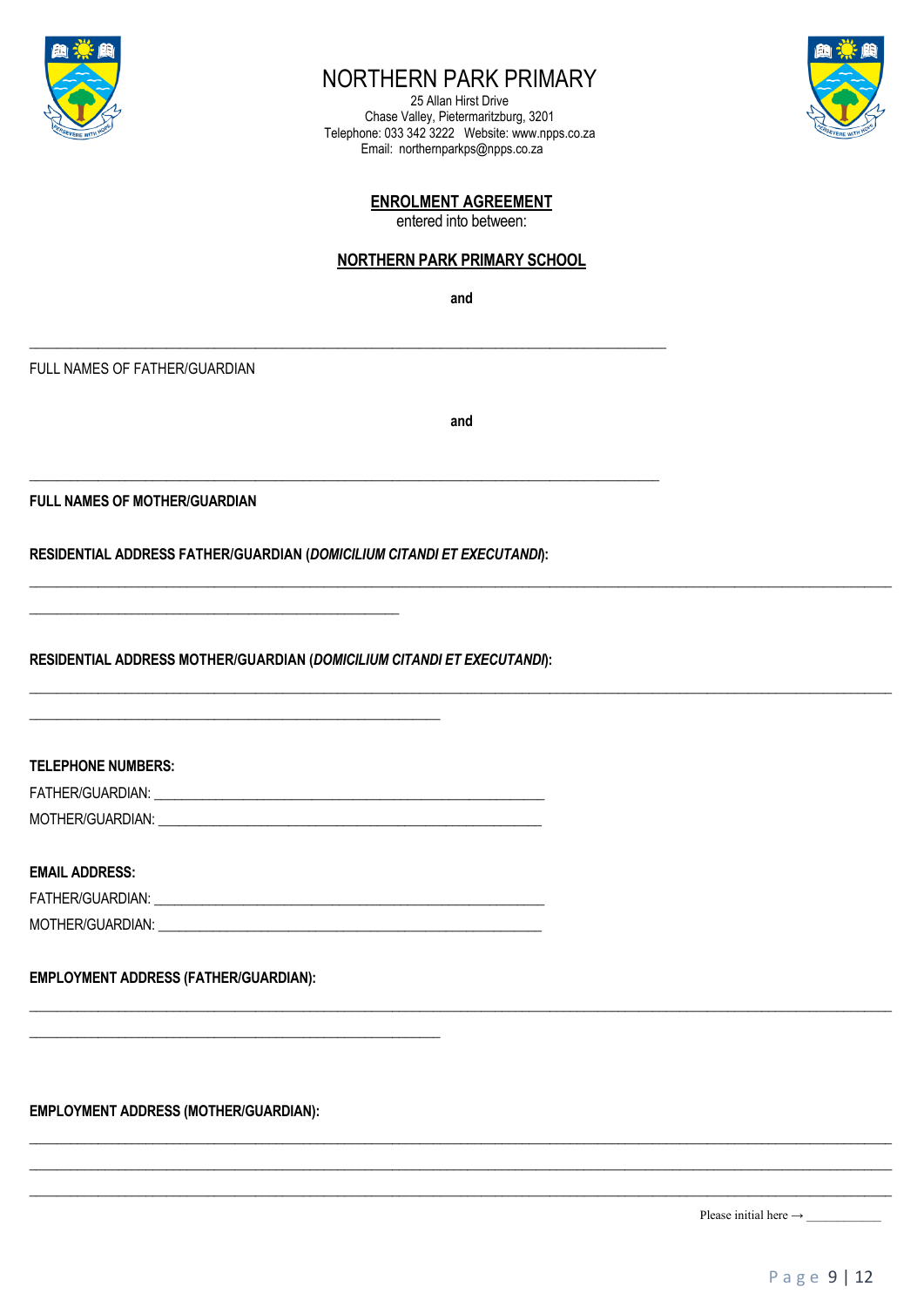# NORTHERN PARK PRIMARY

25 Allan Hirst Drive
Chase Valley, Pietermaritzburg, 3201
Telephone: 033 342 3222 Website: www.npps.co.za
Email: northernparkps@npps.co.za

## ENROLMENT AGREEMENT

entered into between:

**NORTHERN PARK PRIMARY SCHOOL**

**and**

\_\_\_\_\_\_\_\_\_\_\_\_\_\_\_\_\_\_\_\_\_\_\_\_\_\_\_\_\_\_\_\_\_\_\_\_\_\_\_\_\_\_\_\_\_\_\_\_\_\_\_\_\_\_\_\_\_\_\_\_\_\_\_\_\_\_\_\_\_\_\_\_

FULL NAMES OF FATHER/GUARDIAN

**and**

\_\_\_\_\_\_\_\_\_\_\_\_\_\_\_\_\_\_\_\_\_\_\_\_\_\_\_\_\_\_\_\_\_\_\_\_\_\_\_\_\_\_\_\_\_\_\_\_\_\_\_\_\_\_\_\_\_\_\_\_\_\_\_\_\_\_\_\_\_\_\_\_

**FULL NAMES OF MOTHER/GUARDIAN**

**RESIDENTIAL ADDRESS FATHER/GUARDIAN (*DOMICILIUM CITANDI ET EXECUTANDI*):**

\_\_\_\_\_\_\_\_\_\_\_\_\_\_\_\_\_\_\_\_\_\_\_\_\_\_\_\_\_\_\_\_\_\_\_\_\_\_\_\_\_\_\_\_\_\_\_\_\_\_\_\_\_\_\_\_\_\_\_\_\_\_\_\_\_\_\_\_\_\_\_\_\_\_\_\_\_\_\_\_\_\_\_\_\_\_\_\_\_\_\_\_\_\_

\_\_\_\_\_\_\_\_\_\_\_\_\_\_\_\_\_\_\_\_\_\_\_\_\_\_\_\_\_\_\_\_\_\_\_\_\_\_\_\_\_\_\_\_

**RESIDENTIAL ADDRESS MOTHER/GUARDIAN (*DOMICILIUM CITANDI ET EXECUTANDI*):**

\_\_\_\_\_\_\_\_\_\_\_\_\_\_\_\_\_\_\_\_\_\_\_\_\_\_\_\_\_\_\_\_\_\_\_\_\_\_\_\_\_\_\_\_\_\_\_\_\_\_\_\_\_\_\_\_\_\_\_\_\_\_\_\_\_\_\_\_\_\_\_\_\_\_\_\_\_\_\_\_\_\_\_\_\_\_\_\_\_\_\_\_\_\_

\_\_\_\_\_\_\_\_\_\_\_\_\_\_\_\_\_\_\_\_\_\_\_\_\_\_\_\_\_\_\_\_\_\_\_\_\_\_\_\_\_\_\_\_\_\_\_\_

**TELEPHONE NUMBERS:**

FATHER/GUARDIAN: \_\_\_\_\_\_\_\_\_\_\_\_\_\_\_\_\_\_\_\_\_\_\_\_\_\_\_\_\_\_\_\_\_\_\_\_\_\_\_\_\_\_\_\_\_\_\_\_

MOTHER/GUARDIAN: \_\_\_\_\_\_\_\_\_\_\_\_\_\_\_\_\_\_\_\_\_\_\_\_\_\_\_\_\_\_\_\_\_\_\_\_\_\_\_\_\_\_\_\_\_\_\_\_

**EMAIL ADDRESS:**

FATHER/GUARDIAN: \_\_\_\_\_\_\_\_\_\_\_\_\_\_\_\_\_\_\_\_\_\_\_\_\_\_\_\_\_\_\_\_\_\_\_\_\_\_\_\_\_\_\_\_\_\_\_\_

MOTHER/GUARDIAN: \_\_\_\_\_\_\_\_\_\_\_\_\_\_\_\_\_\_\_\_\_\_\_\_\_\_\_\_\_\_\_\_\_\_\_\_\_\_\_\_\_\_\_\_\_\_\_\_

**EMPLOYMENT ADDRESS (FATHER/GUARDIAN):**

\_\_\_\_\_\_\_\_\_\_\_\_\_\_\_\_\_\_\_\_\_\_\_\_\_\_\_\_\_\_\_\_\_\_\_\_\_\_\_\_\_\_\_\_\_\_\_\_\_\_\_\_\_\_\_\_\_\_\_\_\_\_\_\_\_\_\_\_\_\_\_\_\_\_\_\_\_\_\_\_\_\_\_\_\_\_\_\_\_\_\_\_\_\_

\_\_\_\_\_\_\_\_\_\_\_\_\_\_\_\_\_\_\_\_\_\_\_\_\_\_\_\_\_\_\_\_\_\_\_\_\_\_\_\_\_\_\_\_\_\_\_\_

**EMPLOYMENT ADDRESS (MOTHER/GUARDIAN):**

\_\_\_\_\_\_\_\_\_\_\_\_\_\_\_\_\_\_\_\_\_\_\_\_\_\_\_\_\_\_\_\_\_\_\_\_\_\_\_\_\_\_\_\_\_\_\_\_\_\_\_\_\_\_\_\_\_\_\_\_\_\_\_\_\_\_\_\_\_\_\_\_\_\_\_\_\_\_\_\_\_\_\_\_\_\_\_\_\_\_\_\_\_\_

\_\_\_\_\_\_\_\_\_\_\_\_\_\_\_\_\_\_\_\_\_\_\_\_\_\_\_\_\_\_\_\_\_\_\_\_\_\_\_\_\_\_\_\_\_\_\_\_\_\_\_\_\_\_\_\_\_\_\_\_\_\_\_\_\_\_\_\_\_\_\_\_\_\_\_\_\_\_\_\_\_\_\_\_\_\_\_\_\_\_\_\_\_\_

\_\_\_\_\_\_\_\_\_\_\_\_\_\_\_\_\_\_\_\_\_\_\_\_\_\_\_\_\_\_\_\_\_\_\_\_\_\_\_\_\_\_\_\_\_\_\_\_\_\_\_\_\_\_\_\_\_\_\_\_\_\_\_\_\_\_\_\_\_\_\_\_\_\_\_\_\_\_\_\_\_\_\_\_\_\_\_\_\_\_\_\_\_\_

Please initial here → \_\_\_\_\_\_\_\_\_\_\_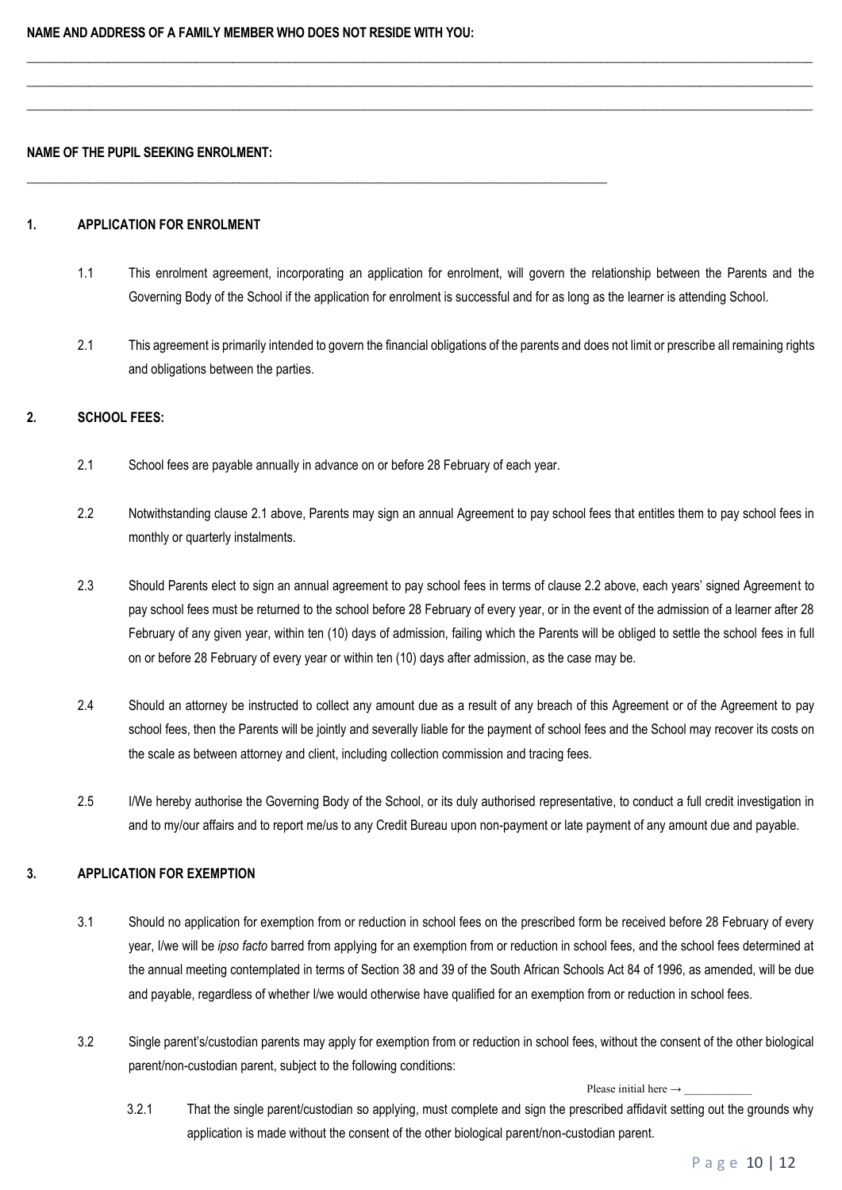**NAME AND ADDRESS OF A FAMILY MEMBER WHO DOES NOT RESIDE WITH YOU:**

\_\_\_\_\_\_\_\_\_\_\_\_\_\_\_\_\_\_\_\_\_\_\_\_\_\_\_\_\_\_\_\_\_\_\_\_\_\_\_\_\_\_\_\_\_\_\_\_\_\_\_\_\_\_\_\_\_\_\_\_\_\_\_\_\_\_\_\_\_\_\_\_\_\_\_\_\_\_

\_\_\_\_\_\_\_\_\_\_\_\_\_\_\_\_\_\_\_\_\_\_\_\_\_\_\_\_\_\_\_\_\_\_\_\_\_\_\_\_\_\_\_\_\_\_\_\_\_\_\_\_\_\_\_\_\_\_\_\_\_\_\_\_\_\_\_\_\_\_\_\_\_\_\_\_\_\_

\_\_\_\_\_\_\_\_\_\_\_\_\_\_\_\_\_\_\_\_\_\_\_\_\_\_\_\_\_\_\_\_\_\_\_\_\_\_\_\_\_\_\_\_\_\_\_\_\_\_\_\_\_\_\_\_\_\_\_\_\_\_\_\_\_\_\_\_\_\_\_\_\_\_\_\_\_\_

**NAME OF THE PUPIL SEEKING ENROLMENT:**

\_\_\_\_\_\_\_\_\_\_\_\_\_\_\_\_\_\_\_\_\_\_\_\_\_\_\_\_\_\_\_\_\_\_\_\_\_\_\_\_\_\_\_\_\_\_\_\_\_\_\_\_\_\_\_\_

## 1. APPLICATION FOR ENROLMENT

1.1 This enrolment agreement, incorporating an application for enrolment, will govern the relationship between the Parents and the Governing Body of the School if the application for enrolment is successful and for as long as the learner is attending School.

2.1 This agreement is primarily intended to govern the financial obligations of the parents and does not limit or prescribe all remaining rights and obligations between the parties.

## 2. SCHOOL FEES:

2.1 School fees are payable annually in advance on or before 28 February of each year.

2.2 Notwithstanding clause 2.1 above, Parents may sign an annual Agreement to pay school fees that entitles them to pay school fees in monthly or quarterly instalments.

2.3 Should Parents elect to sign an annual agreement to pay school fees in terms of clause 2.2 above, each years' signed Agreement to pay school fees must be returned to the school before 28 February of every year, or in the event of the admission of a learner after 28 February of any given year, within ten (10) days of admission, failing which the Parents will be obliged to settle the school fees in full on or before 28 February of every year or within ten (10) days after admission, as the case may be.

2.4 Should an attorney be instructed to collect any amount due as a result of any breach of this Agreement or of the Agreement to pay school fees, then the Parents will be jointly and severally liable for the payment of school fees and the School may recover its costs on the scale as between attorney and client, including collection commission and tracing fees.

2.5 I/We hereby authorise the Governing Body of the School, or its duly authorised representative, to conduct a full credit investigation in and to my/our affairs and to report me/us to any Credit Bureau upon non-payment or late payment of any amount due and payable.

## 3. APPLICATION FOR EXEMPTION

3.1 Should no application for exemption from or reduction in school fees on the prescribed form be received before 28 February of every year, I/we will be *ipso facto* barred from applying for an exemption from or reduction in school fees, and the school fees determined at the annual meeting contemplated in terms of Section 38 and 39 of the South African Schools Act 84 of 1996, as amended, will be due and payable, regardless of whether I/we would otherwise have qualified for an exemption from or reduction in school fees.

3.2 Single parent's/custodian parents may apply for exemption from or reduction in school fees, without the consent of the other biological parent/non-custodian parent, subject to the following conditions:

Please initial here → \_\_\_\_\_\_\_\_\_\_\_\_

3.2.1 That the single parent/custodian so applying, must complete and sign the prescribed affidavit setting out the grounds why application is made without the consent of the other biological parent/non-custodian parent.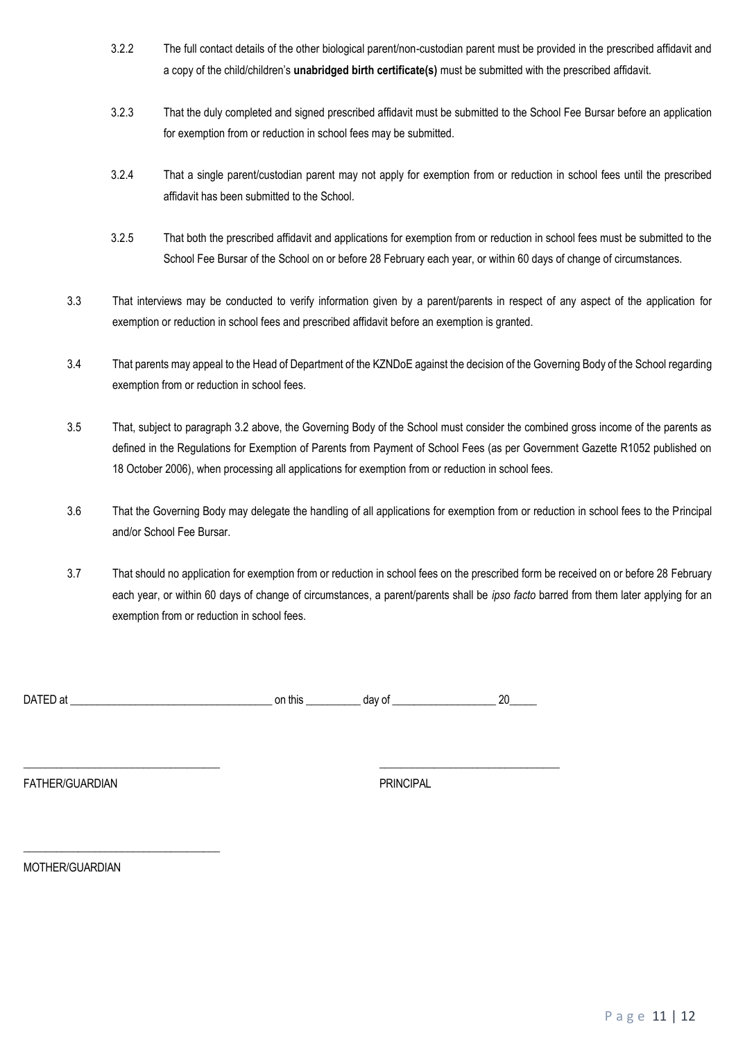3.2.2 The full contact details of the other biological parent/non-custodian parent must be provided in the prescribed affidavit and a copy of the child/children's **unabridged birth certificate(s)** must be submitted with the prescribed affidavit.

3.2.3 That the duly completed and signed prescribed affidavit must be submitted to the School Fee Bursar before an application for exemption from or reduction in school fees may be submitted.

3.2.4 That a single parent/custodian parent may not apply for exemption from or reduction in school fees until the prescribed affidavit has been submitted to the School.

3.2.5 That both the prescribed affidavit and applications for exemption from or reduction in school fees must be submitted to the School Fee Bursar of the School on or before 28 February each year, or within 60 days of change of circumstances.

3.3 That interviews may be conducted to verify information given by a parent/parents in respect of any aspect of the application for exemption or reduction in school fees and prescribed affidavit before an exemption is granted.

3.4 That parents may appeal to the Head of Department of the KZNDoE against the decision of the Governing Body of the School regarding exemption from or reduction in school fees.

3.5 That, subject to paragraph 3.2 above, the Governing Body of the School must consider the combined gross income of the parents as defined in the Regulations for Exemption of Parents from Payment of School Fees (as per Government Gazette R1052 published on 18 October 2006), when processing all applications for exemption from or reduction in school fees.

3.6 That the Governing Body may delegate the handling of all applications for exemption from or reduction in school fees to the Principal and/or School Fee Bursar.

3.7 That should no application for exemption from or reduction in school fees on the prescribed form be received on or before 28 February each year, or within 60 days of change of circumstances, a parent/parents shall be *ipso facto* barred from them later applying for an exemption from or reduction in school fees.

DATED at ____________________________________ on this __________ day of ___________________ 20_____

____________________________________

FATHER/GUARDIAN

____________________________________

PRINCIPAL

____________________________________

MOTHER/GUARDIAN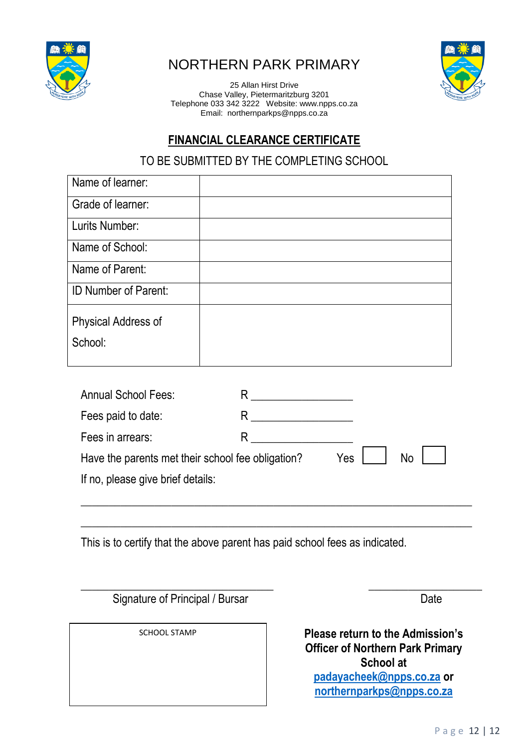# NORTHERN PARK PRIMARY

25 Allan Hirst Drive
Chase Valley, Pietermaritzburg 3201
Telephone 033 342 3222 Website: www.npps.co.za
Email: northernparkps@npps.co.za

## **FINANCIAL CLEARANCE CERTIFICATE**

TO BE SUBMITTED BY THE COMPLETING SCHOOL

| | |
|---|---|
| Name of learner: | |
| Grade of learner: | |
| Lurits Number: | |
| Name of School: | |
| Name of Parent: | |
| ID Number of Parent: | |
| Physical Address of School: | |

Annual School Fees: R ________________

Fees paid to date: R ________________

Fees in arrears: R ________________

Have the parents met their school fee obligation? Yes ☐ No ☐

If no, please give brief details:

______________________________________________________________

______________________________________________________________

This is to certify that the above parent has paid school fees as indicated.

______________________________ ____________________

Signature of Principal / Bursar Date

SCHOOL STAMP

**Please return to the Admission's Officer of Northern Park Primary School at padayacheek@npps.co.za or northernparkps@npps.co.za**